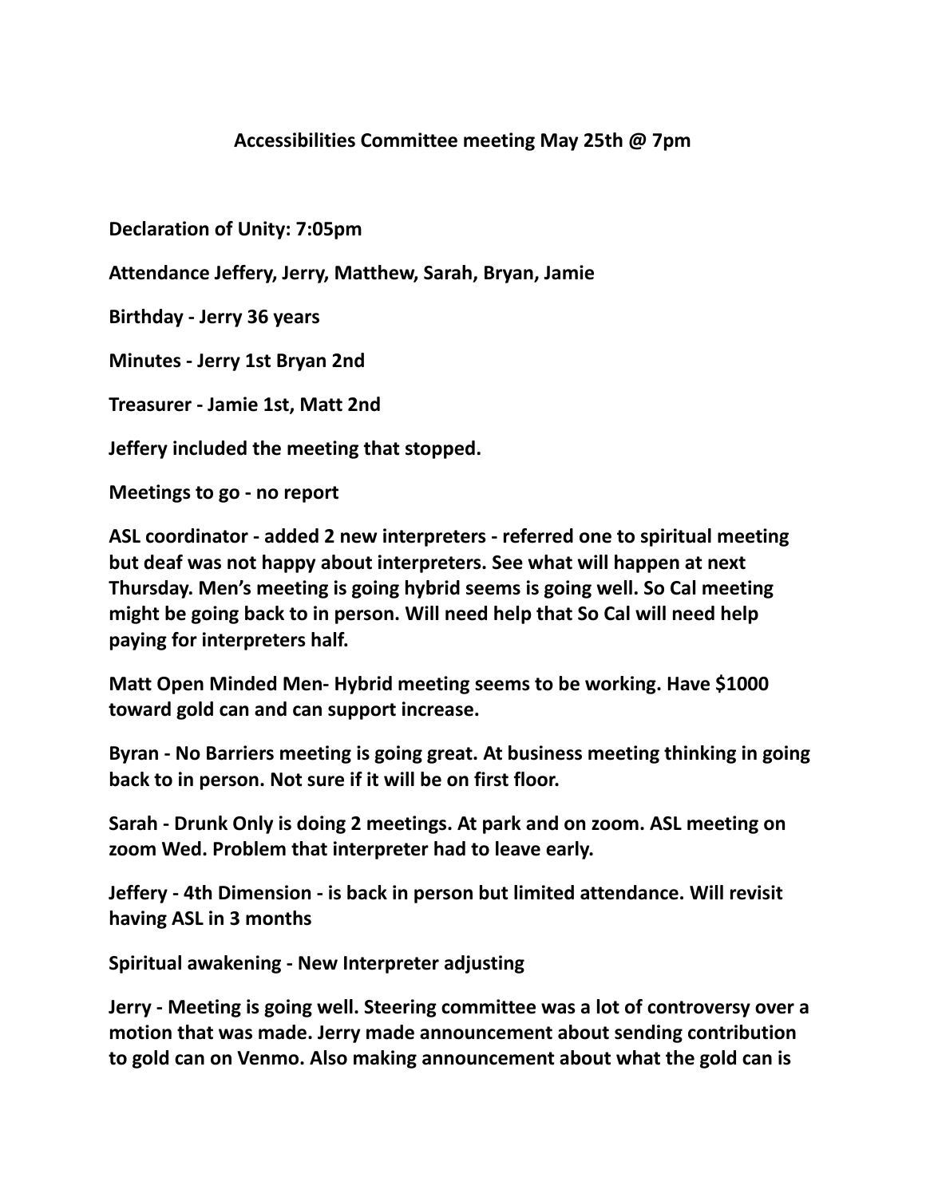# Accessibilities Committee meeting May 25th @ 7pm

**Declaration of Unity: 7:05pm**

**Attendance Jeffery, Jerry, Matthew, Sarah, Bryan, Jamie**

**Birthday - Jerry 36 years**

**Minutes - Jerry 1st Bryan 2nd**

**Treasurer - Jamie 1st, Matt 2nd**

**Jeffery included the meeting that stopped.**

**Meetings to go - no report**

**ASL coordinator - added 2 new interpreters - referred one to spiritual meeting but deaf was not happy about interpreters. See what will happen at next Thursday. Men's meeting is going hybrid seems is going well. So Cal meeting might be going back to in person. Will need help that So Cal will need help paying for interpreters half.**

**Matt Open Minded Men- Hybrid meeting seems to be working. Have $1000 toward gold can and can support increase.**

**Byran - No Barriers meeting is going great. At business meeting thinking in going back to in person. Not sure if it will be on first floor.**

**Sarah - Drunk Only is doing 2 meetings. At park and on zoom. ASL meeting on zoom Wed. Problem that interpreter had to leave early.**

**Jeffery - 4th Dimension - is back in person but limited attendance. Will revisit having ASL in 3 months**

**Spiritual awakening - New Interpreter adjusting**

**Jerry - Meeting is going well. Steering committee was a lot of controversy over a motion that was made. Jerry made announcement about sending contribution to gold can on Venmo. Also making announcement about what the gold can is**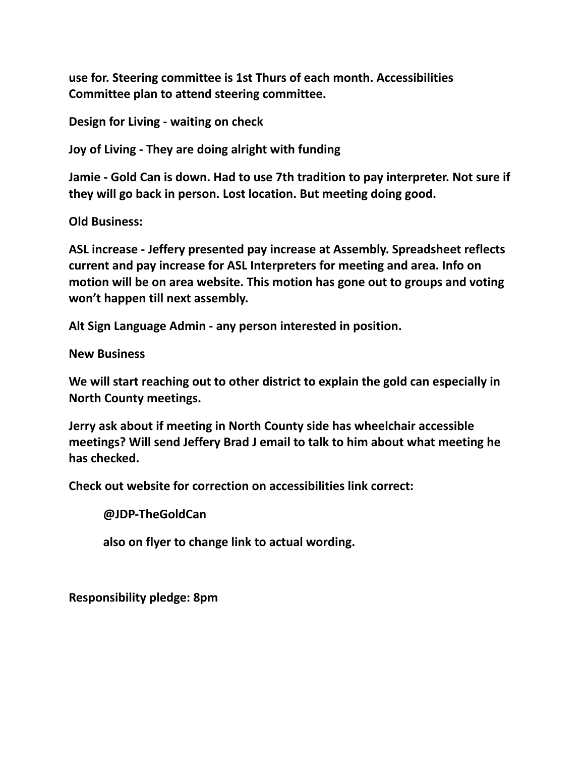**use for. Steering committee is 1st Thurs of each month. Accessibilities Committee plan to attend steering committee.**

**Design for Living - waiting on check**

**Joy of Living - They are doing alright with funding**

**Jamie - Gold Can is down. Had to use 7th tradition to pay interpreter. Not sure if they will go back in person. Lost location. But meeting doing good.**

**Old Business:**

**ASL increase - Jeffery presented pay increase at Assembly. Spreadsheet reflects current and pay increase for ASL Interpreters for meeting and area. Info on motion will be on area website. This motion has gone out to groups and voting won't happen till next assembly.**

**Alt Sign Language Admin - any person interested in position.**

**New Business**

**We will start reaching out to other district to explain the gold can especially in North County meetings.**

**Jerry ask about if meeting in North County side has wheelchair accessible meetings? Will send Jeffery Brad J email to talk to him about what meeting he has checked.**

**Check out website for correction on accessibilities link correct:**

> **@JDP-TheGoldCan**
>
> **also on flyer to change link to actual wording.**

**Responsibility pledge: 8pm**